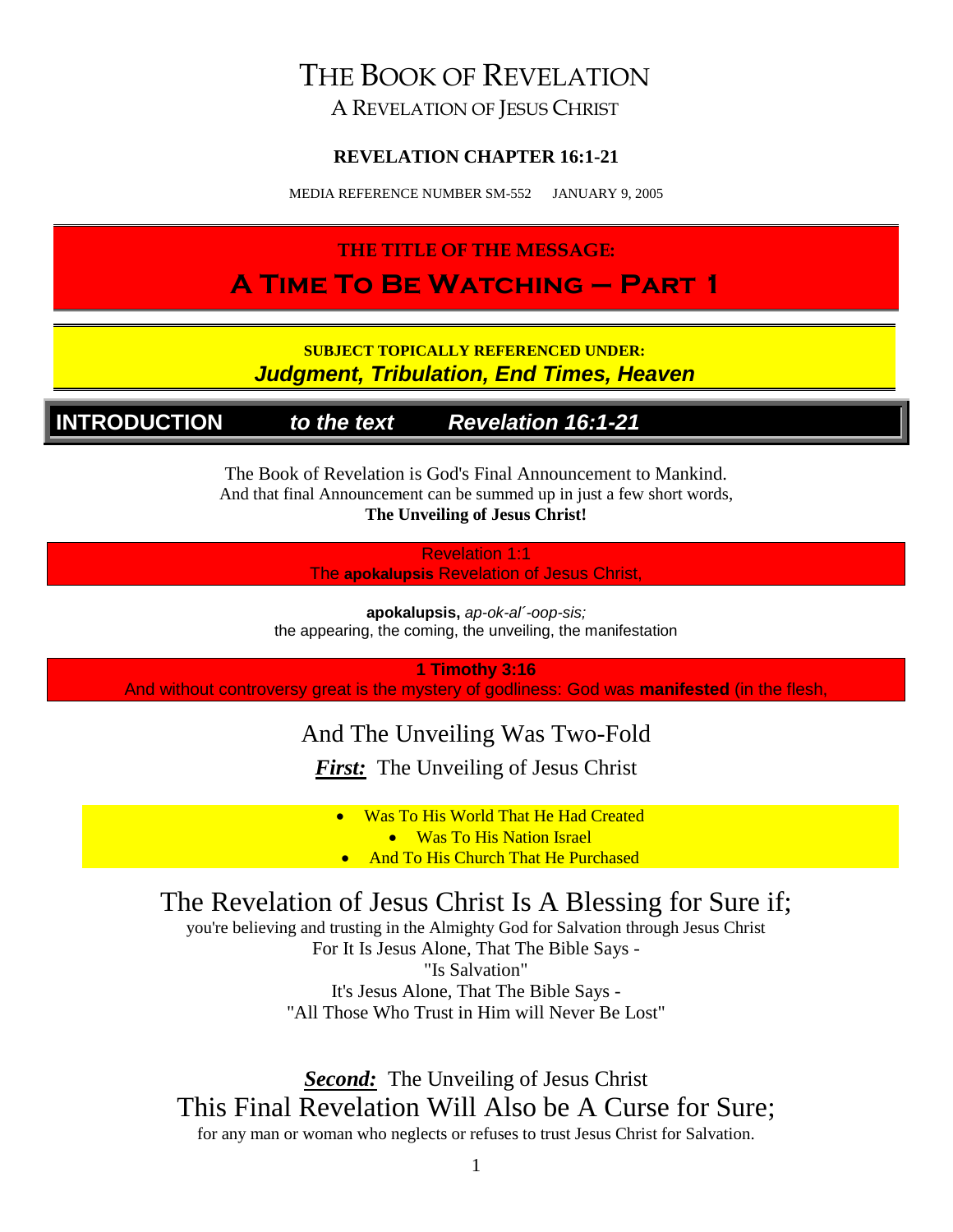# THE BOOK OF REVELATION

A REVELATION OF JESUS CHRIST

**REVELATION CHAPTER 16:1-21**

MEDIA REFERENCE NUMBER SM-552 JANUARY 9, 2005

**THE TITLE OF THE MESSAGE:**

## A Time To Be Watching – Part 1

**SUBJECT TOPICALLY REFERENCED UNDER:**

***Judgment, Tribulation, End Times, Heaven***

## INTRODUCTION *to the text* *Revelation 16:1-21*

The Book of Revelation is God's Final Announcement to Mankind.
And that final Announcement can be summed up in just a few short words,
**The Unveiling of Jesus Christ!**

Revelation 1:1
The **apokalupsis** Revelation of Jesus Christ,

**apokalupsis,** *ap-ok-al´-oop-sis;*
the appearing, the coming, the unveiling, the manifestation

**1 Timothy 3:16**
And without controversy great is the mystery of godliness: God was **manifested** (in the flesh,

And The Unveiling Was Two-Fold

***First:*** The Unveiling of Jesus Christ

- Was To His World That He Had Created
- Was To His Nation Israel
- And To His Church That He Purchased

The Revelation of Jesus Christ Is A Blessing for Sure if;
you're believing and trusting in the Almighty God for Salvation through Jesus Christ
For It Is Jesus Alone, That The Bible Says -
"Is Salvation"
It's Jesus Alone, That The Bible Says -
"All Those Who Trust in Him will Never Be Lost"

***Second:*** The Unveiling of Jesus Christ
This Final Revelation Will Also be A Curse for Sure;
for any man or woman who neglects or refuses to trust Jesus Christ for Salvation.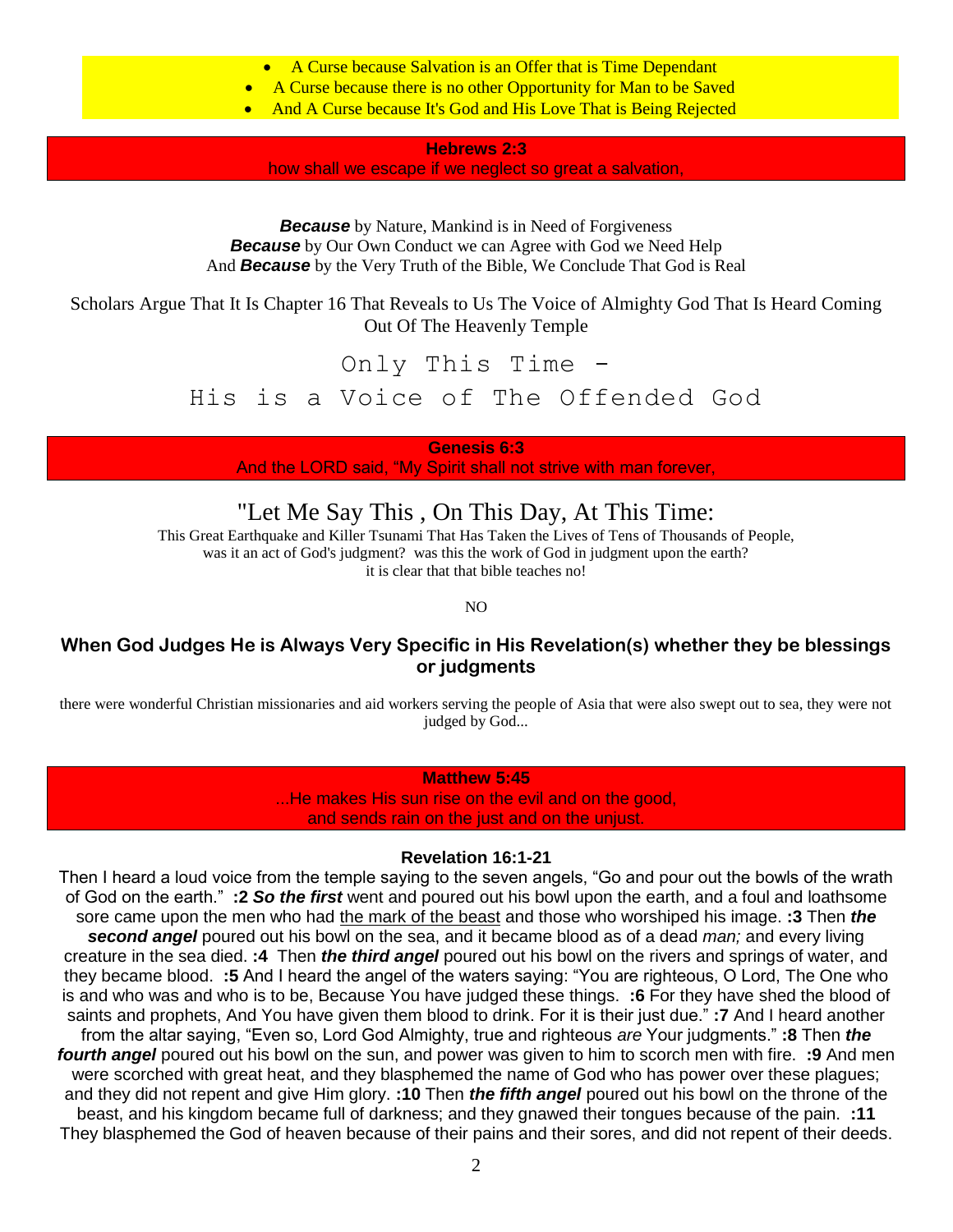- A Curse because Salvation is an Offer that is Time Dependant
- A Curse because there is no other Opportunity for Man to be Saved
- And A Curse because It's God and His Love That is Being Rejected

**Hebrews 2:3**
how shall we escape if we neglect so great a salvation,

***Because*** by Nature, Mankind is in Need of Forgiveness
***Because*** by Our Own Conduct we can Agree with God we Need Help
And ***Because*** by the Very Truth of the Bible, We Conclude That God is Real

Scholars Argue That It Is Chapter 16 That Reveals to Us The Voice of Almighty God That Is Heard Coming Out Of The Heavenly Temple

## Only This Time -
## His is a Voice of The Offended God

**Genesis 6:3**
And the LORD said, "My Spirit shall not strive with man forever,

## "Let Me Say This , On This Day, At This Time:

This Great Earthquake and Killer Tsunami That Has Taken the Lives of Tens of Thousands of People,
was it an act of God's judgment? was this the work of God in judgment upon the earth?
it is clear that that bible teaches no!

NO

### When God Judges He is Always Very Specific in His Revelation(s) whether they be blessings or judgments

there were wonderful Christian missionaries and aid workers serving the people of Asia that were also swept out to sea, they were not judged by God...

**Matthew 5:45**
...He makes His sun rise on the evil and on the good,
and sends rain on the just and on the unjust.

**Revelation 16:1-21**

Then I heard a loud voice from the temple saying to the seven angels, "Go and pour out the bowls of the wrath of God on the earth." **:2** ***So the first*** went and poured out his bowl upon the earth, and a foul and loathsome sore came upon the men who had <u>the mark of the beast</u> and those who worshiped his image. **:3** Then ***the second angel*** poured out his bowl on the sea, and it became blood as of a dead *man;* and every living creature in the sea died. **:4** Then ***the third angel*** poured out his bowl on the rivers and springs of water, and they became blood. **:5** And I heard the angel of the waters saying: "You are righteous, O Lord, The One who is and who was and who is to be, Because You have judged these things. **:6** For they have shed the blood of saints and prophets, And You have given them blood to drink. For it is their just due." **:7** And I heard another from the altar saying, "Even so, Lord God Almighty, true and righteous *are* Your judgments." **:8** Then ***the fourth angel*** poured out his bowl on the sun, and power was given to him to scorch men with fire. **:9** And men were scorched with great heat, and they blasphemed the name of God who has power over these plagues; and they did not repent and give Him glory. **:10** Then ***the fifth angel*** poured out his bowl on the throne of the beast, and his kingdom became full of darkness; and they gnawed their tongues because of the pain. **:11** They blasphemed the God of heaven because of their pains and their sores, and did not repent of their deeds.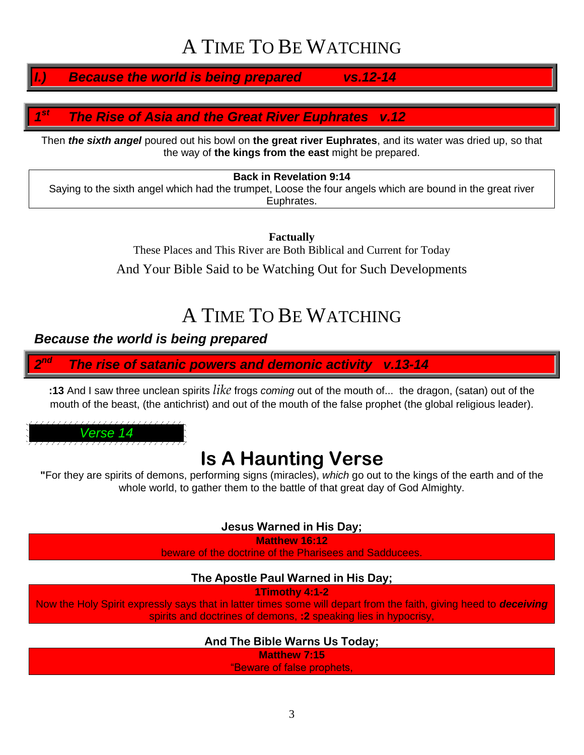# A Time To Be Watching

## *I.) Because the world is being prepared vs.12-14*

### *1st The Rise of Asia and the Great River Euphrates v.12*

Then ***the sixth angel*** poured out his bowl on **the great river Euphrates**, and its water was dried up, so that the way of **the kings from the east** might be prepared.

**Back in Revelation 9:14**
Saying to the sixth angel which had the trumpet, Loose the four angels which are bound in the great river Euphrates.

**Factually**
These Places and This River are Both Biblical and Current for Today
And Your Bible Said to be Watching Out for Such Developments

# A Time To Be Watching

### *Because the world is being prepared*

### *2nd The rise of satanic powers and demonic activity v.13-14*

**:13** And I saw three unclean spirits *like* frogs *coming* out of the mouth of... the dragon, (satan) out of the mouth of the beast, (the antichrist) and out of the mouth of the false prophet (the global religious leader).

*Verse 14*

## Is A Haunting Verse

"For they are spirits of demons, performing signs (miracles), *which* go out to the kings of the earth and of the whole world, to gather them to the battle of that great day of God Almighty.

**Jesus Warned in His Day;**

**Matthew 16:12**
beware of the doctrine of the Pharisees and Sadducees.

**The Apostle Paul Warned in His Day;**

**1Timothy 4:1-2**
Now the Holy Spirit expressly says that in latter times some will depart from the faith, giving heed to ***deceiving*** spirits and doctrines of demons, **:2** speaking lies in hypocrisy,

**And The Bible Warns Us Today;**

**Matthew 7:15**
"Beware of false prophets,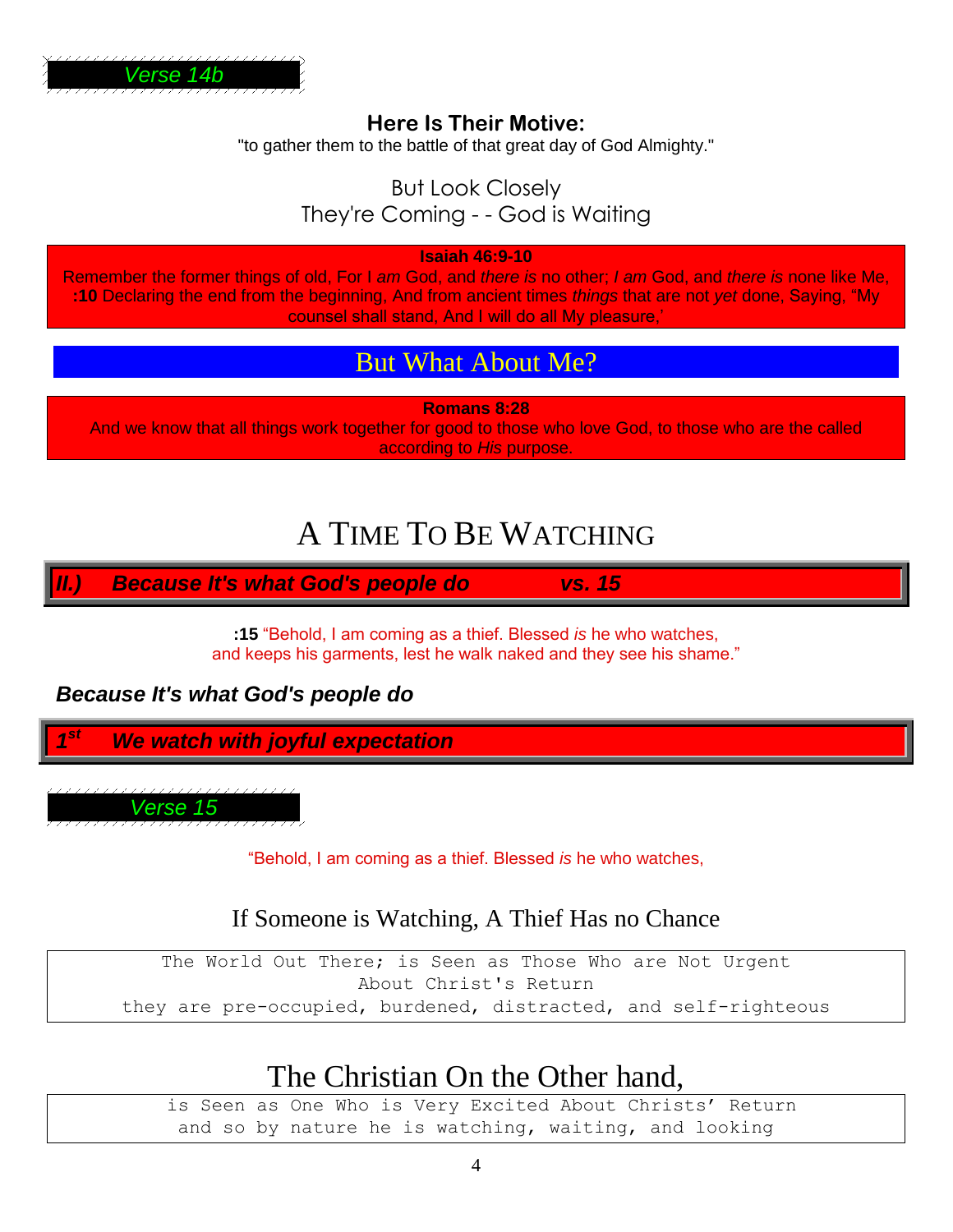*Verse 14b*

**Here Is Their Motive:**

"to gather them to the battle of that great day of God Almighty."

But Look Closely
They're Coming - - God is Waiting

**Isaiah 46:9-10**
Remember the former things of old, For I *am* God, and *there is* no other; *I am* God, and *there is* none like Me, **:10** Declaring the end from the beginning, And from ancient times *things* that are not *yet* done, Saying, "My counsel shall stand, And I will do all My pleasure,'

## But What About Me?

**Romans 8:28**
And we know that all things work together for good to those who love God, to those who are the called according to *His* purpose.

# A TIME TO BE WATCHING

## *II.) Because It's what God's people do vs. 15*

**:15** "Behold, I am coming as a thief. Blessed *is* he who watches, and keeps his garments, lest he walk naked and they see his shame."

***Because It's what God's people do***

### *1st We watch with joyful expectation*

*Verse 15*

"Behold, I am coming as a thief. Blessed *is* he who watches,

If Someone is Watching, A Thief Has no Chance

```
The World Out There; is Seen as Those Who are Not Urgent
About Christ's Return
they are pre-occupied, burdened, distracted, and self-righteous
```

The Christian On the Other hand,

```
is Seen as One Who is Very Excited About Christs' Return
and so by nature he is watching, waiting, and looking
```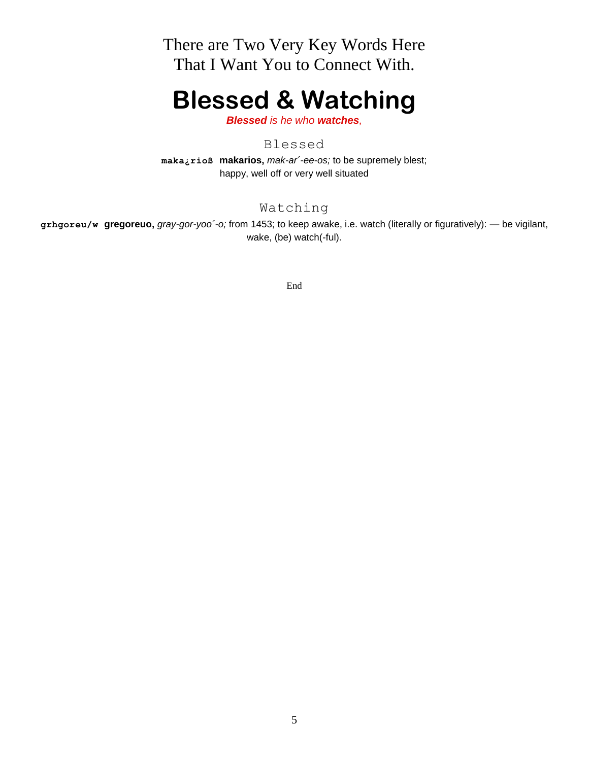There are Two Very Key Words Here
That I Want You to Connect With.

# Blessed & Watching

***Blessed** is he who **watches**,*

### Blessed

**maka¿rioß** **makarios,** *mak-ar´-ee-os;* to be supremely blest; happy, well off or very well situated

### Watching

**grhgoreu/w** **gregoreuo,** *gray-gor-yoo´-o;* from 1453; to keep awake, i.e. watch (literally or figuratively): — be vigilant, wake, (be) watch(-ful).

End